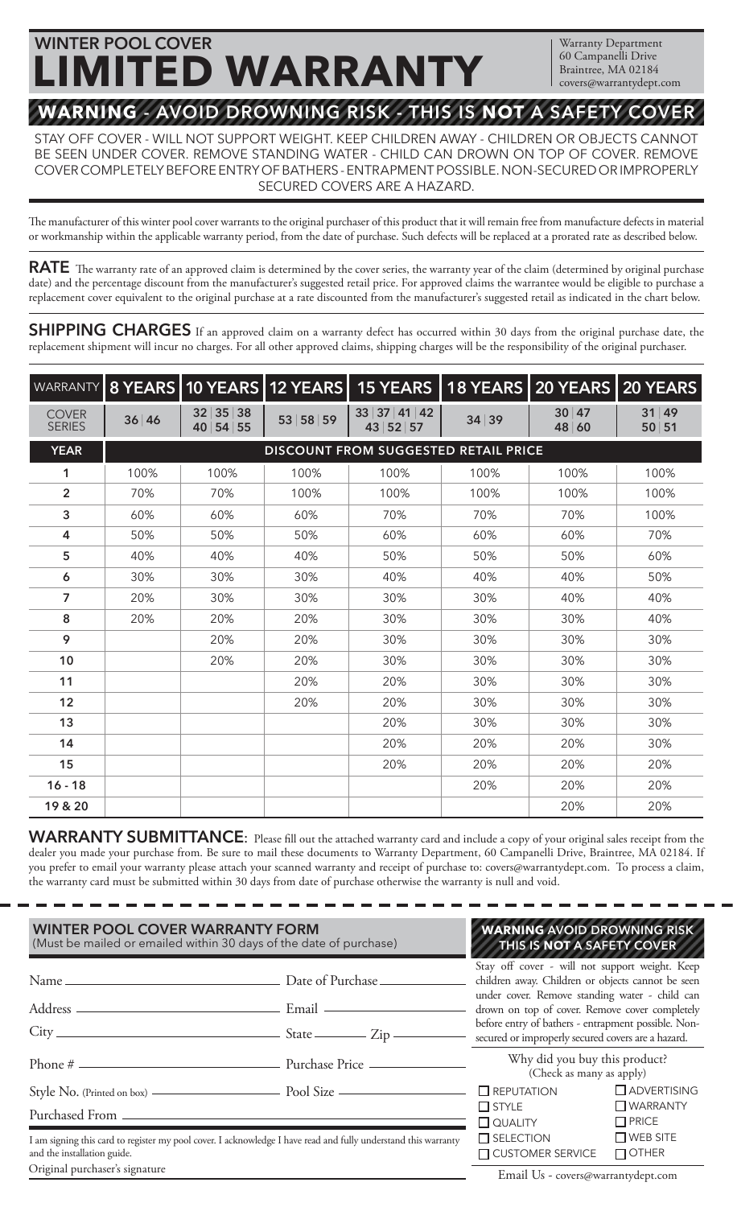# WINTER POOL COVER
# LIMITED WARRANTY

Warranty Department
60 Campanelli Drive
Braintree, MA 02184
covers@warrantydept.com

## WARNING - AVOID DROWNING RISK - THIS IS **NOT** A SAFETY COVER

STAY OFF COVER - WILL NOT SUPPORT WEIGHT. KEEP CHILDREN AWAY - CHILDREN OR OBJECTS CANNOT BE SEEN UNDER COVER. REMOVE STANDING WATER - CHILD CAN DROWN ON TOP OF COVER. REMOVE COVER COMPLETELY BEFORE ENTRY OF BATHERS - ENTRAPMENT POSSIBLE. NON-SECURED OR IMPROPERLY SECURED COVERS ARE A HAZARD.

The manufacturer of this winter pool cover warrants to the original purchaser of this product that it will remain free from manufacture defects in material or workmanship within the applicable warranty period, from the date of purchase. Such defects will be replaced at a prorated rate as described below.

**RATE** The warranty rate of an approved claim is determined by the cover series, the warranty year of the claim (determined by original purchase date) and the percentage discount from the manufacturer's suggested retail price. For approved claims the warrantee would be eligible to purchase a replacement cover equivalent to the original purchase at a rate discounted from the manufacturer's suggested retail as indicated in the chart below.

**SHIPPING CHARGES** If an approved claim on a warranty defect has occurred within 30 days from the original purchase date, the replacement shipment will incur no charges. For all other approved claims, shipping charges will be the responsibility of the original purchaser.

| WARRANTY | 8 YEARS | 10 YEARS | 12 YEARS | 15 YEARS | 18 YEARS | 20 YEARS | 20 YEARS |
|---|---|---|---|---|---|---|---|
| COVER SERIES | 36 \| 46 | 32 \| 35 \| 38 40 \| 54 \| 55 | 53 \| 58 \| 59 | 33 \| 37 \| 41 \| 42 43 \| 52 \| 57 | 34 \| 39 | 30 \| 47 48 \| 60 | 31 \| 49 50 \| 51 |
| YEAR | DISCOUNT FROM SUGGESTED RETAIL PRICE | | | | | | |
| 1 | 100% | 100% | 100% | 100% | 100% | 100% | 100% |
| 2 | 70% | 70% | 100% | 100% | 100% | 100% | 100% |
| 3 | 60% | 60% | 60% | 70% | 70% | 70% | 100% |
| 4 | 50% | 50% | 50% | 60% | 60% | 60% | 70% |
| 5 | 40% | 40% | 40% | 50% | 50% | 50% | 60% |
| 6 | 30% | 30% | 30% | 40% | 40% | 40% | 50% |
| 7 | 20% | 30% | 30% | 30% | 30% | 40% | 40% |
| 8 | 20% | 20% | 20% | 30% | 30% | 30% | 40% |
| 9 | | 20% | 20% | 30% | 30% | 30% | 30% |
| 10 | | 20% | 20% | 30% | 30% | 30% | 30% |
| 11 | | | 20% | 20% | 30% | 30% | 30% |
| 12 | | | 20% | 20% | 30% | 30% | 30% |
| 13 | | | | 20% | 30% | 30% | 30% |
| 14 | | | | 20% | 20% | 20% | 30% |
| 15 | | | | 20% | 20% | 20% | 20% |
| 16 - 18 | | | | | 20% | 20% | 20% |
| 19 & 20 | | | | | | 20% | 20% |

**WARRANTY SUBMITTANCE**: Please fill out the attached warranty card and include a copy of your original sales receipt from the dealer you made your purchase from. Be sure to mail these documents to Warranty Department, 60 Campanelli Drive, Braintree, MA 02184. If you prefer to email your warranty please attach your scanned warranty and receipt of purchase to: covers@warrantydept.com. To process a claim, the warranty card must be submitted within 30 days from date of purchase otherwise the warranty is null and void.

---

### WINTER POOL COVER WARRANTY FORM
(Must be mailed or emailed within 30 days of the date of purchase)

Name ______________________ Date of Purchase ______________

Address ______________________ Email ______________

City ______________________ State ________ Zip ________

Phone # ______________________ Purchase Price ______________

Style No. (Printed on box) ______________________ Pool Size ______________

Purchased From ______________________

I am signing this card to register my pool cover. I acknowledge I have read and fully understand this warranty and the installation guide.

Original purchaser's signature

### WARNING AVOID DROWNING RISK THIS IS **NOT** A SAFETY COVER

Stay off cover - will not support weight. Keep children away. Children or objects cannot be seen under cover. Remove standing water - child can drown on top of cover. Remove cover completely before entry of bathers - entrapment possible. Non-secured or improperly secured covers are a hazard.

Why did you buy this product?
(Check as many as apply)

- ☐ REPUTATION
- ☐ ADVERTISING
- ☐ STYLE
- ☐ WARRANTY
- ☐ QUALITY
- ☐ PRICE
- ☐ SELECTION
- ☐ WEB SITE
- ☐ CUSTOMER SERVICE
- ☐ OTHER

Email Us - covers@warrantydept.com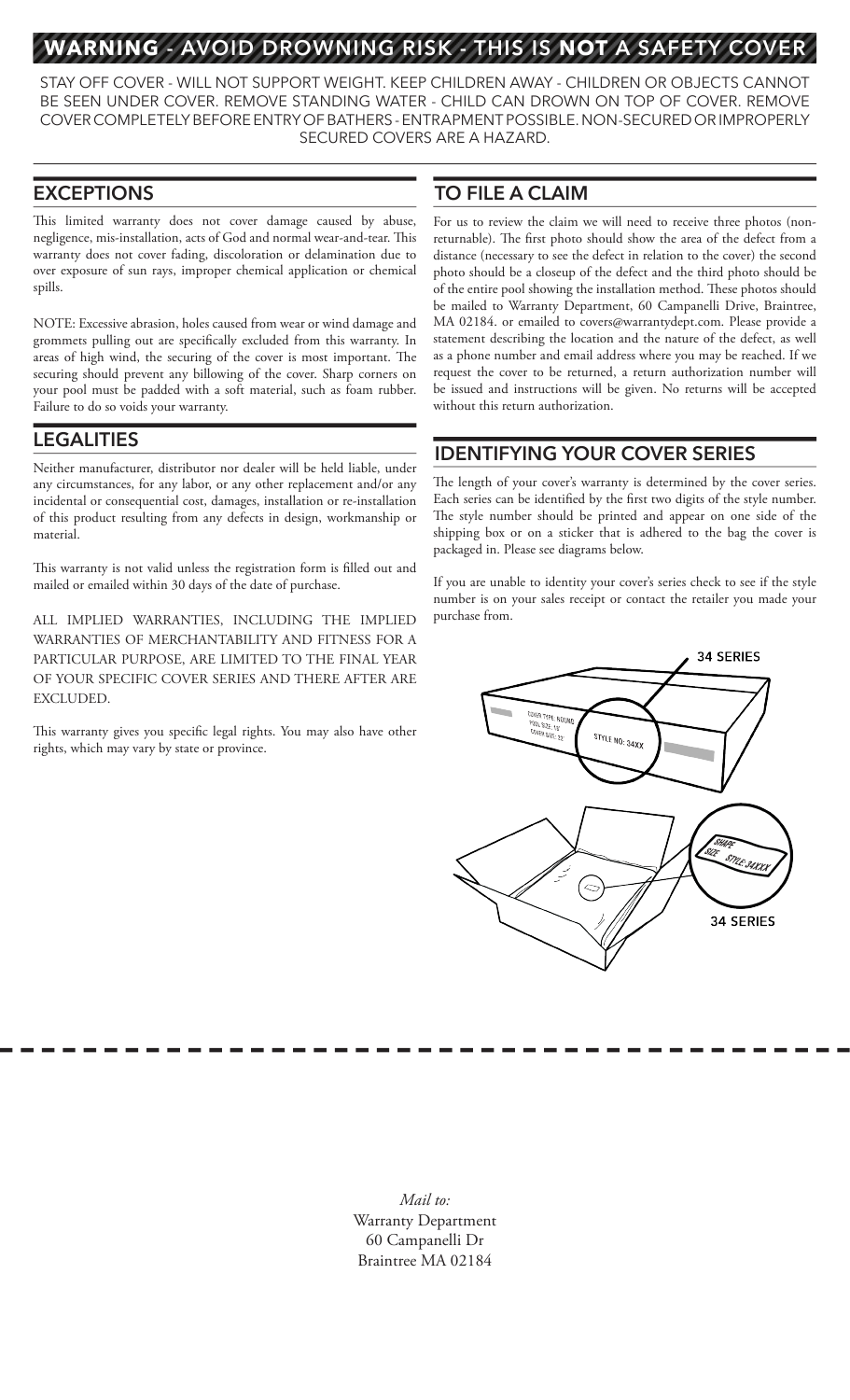# **WARNING** - AVOID DROWNING RISK - THIS IS **NOT** A SAFETY COVER

STAY OFF COVER - WILL NOT SUPPORT WEIGHT. KEEP CHILDREN AWAY - CHILDREN OR OBJECTS CANNOT BE SEEN UNDER COVER. REMOVE STANDING WATER - CHILD CAN DROWN ON TOP OF COVER. REMOVE COVER COMPLETELY BEFORE ENTRY OF BATHERS - ENTRAPMENT POSSIBLE. NON-SECURED OR IMPROPERLY SECURED COVERS ARE A HAZARD.

## EXCEPTIONS

This limited warranty does not cover damage caused by abuse, negligence, mis-installation, acts of God and normal wear-and-tear. This warranty does not cover fading, discoloration or delamination due to over exposure of sun rays, improper chemical application or chemical spills.

NOTE: Excessive abrasion, holes caused from wear or wind damage and grommets pulling out are specifically excluded from this warranty. In areas of high wind, the securing of the cover is most important. The securing should prevent any billowing of the cover. Sharp corners on your pool must be padded with a soft material, such as foam rubber. Failure to do so voids your warranty.

## LEGALITIES

Neither manufacturer, distributor nor dealer will be held liable, under any circumstances, for any labor, or any other replacement and/or any incidental or consequential cost, damages, installation or re-installation of this product resulting from any defects in design, workmanship or material.

This warranty is not valid unless the registration form is filled out and mailed or emailed within 30 days of the date of purchase.

ALL IMPLIED WARRANTIES, INCLUDING THE IMPLIED WARRANTIES OF MERCHANTABILITY AND FITNESS FOR A PARTICULAR PURPOSE, ARE LIMITED TO THE FINAL YEAR OF YOUR SPECIFIC COVER SERIES AND THERE AFTER ARE EXCLUDED.

This warranty gives you specific legal rights. You may also have other rights, which may vary by state or province.

## TO FILE A CLAIM

For us to review the claim we will need to receive three photos (non-returnable). The first photo should show the area of the defect from a distance (necessary to see the defect in relation to the cover) the second photo should be a closeup of the defect and the third photo should be of the entire pool showing the installation method. These photos should be mailed to Warranty Department, 60 Campanelli Drive, Braintree, MA 02184. or emailed to covers@warrantydept.com. Please provide a statement describing the location and the nature of the defect, as well as a phone number and email address where you may be reached. If we request the cover to be returned, a return authorization number will be issued and instructions will be given. No returns will be accepted without this return authorization.

## IDENTIFYING YOUR COVER SERIES

The length of your cover's warranty is determined by the cover series. Each series can be identified by the first two digits of the style number. The style number should be printed and appear on one side of the shipping box or on a sticker that is adhered to the bag the cover is packaged in. Please see diagrams below.

If you are unable to identity your cover's series check to see if the style number is on your sales receipt or contact the retailer you made your purchase from.

34 SERIES

COVER TYPE: ROUND
POOL SIZE: 15'
COVER SIZE: 23'
STYLE NO: 34XX

SHAPE
SIZE STYLE: 34XXX

34 SERIES

*Mail to:*
Warranty Department
60 Campanelli Dr
Braintree MA 02184